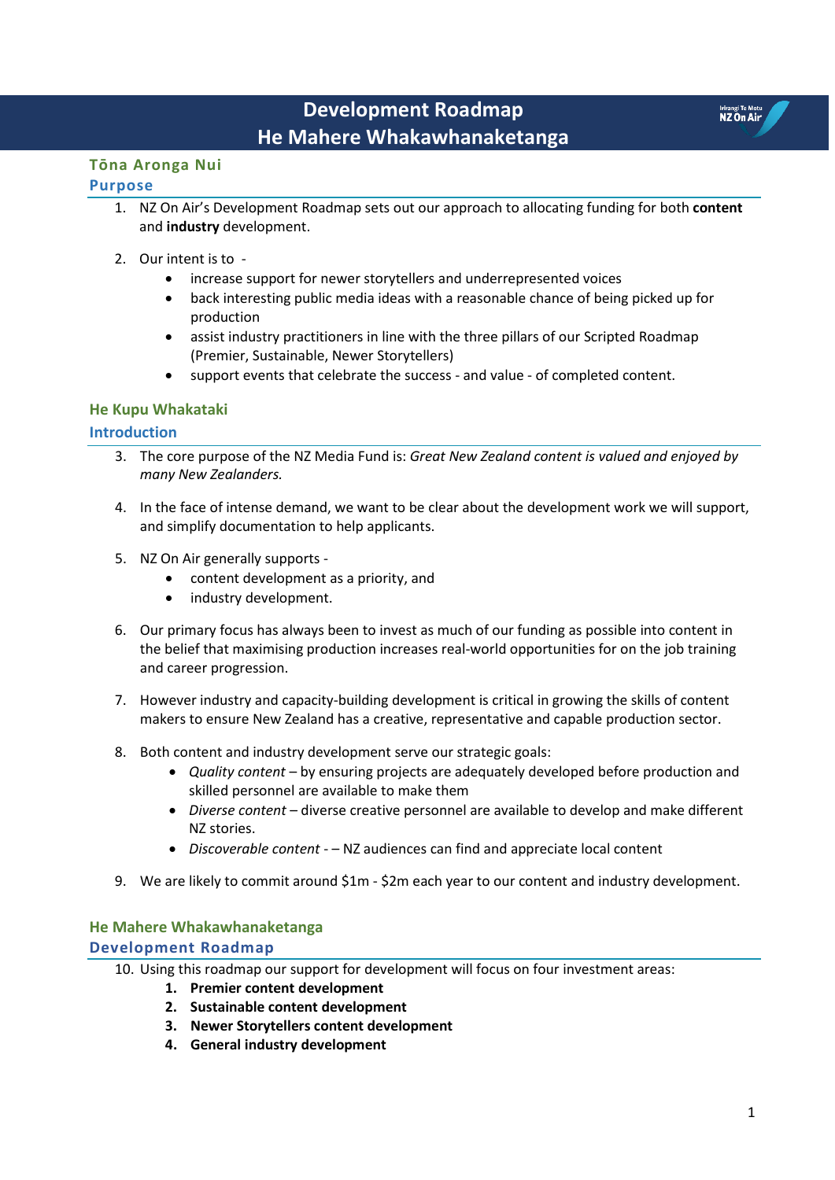# Development Roadmap
# He Mahere Whakawhanaketanga

## Tōna Aronga Nui
## Purpose

1. NZ On Air's Development Roadmap sets out our approach to allocating funding for both **content** and **industry** development.

2. Our intent is to -
   - increase support for newer storytellers and underrepresented voices
   - back interesting public media ideas with a reasonable chance of being picked up for production
   - assist industry practitioners in line with the three pillars of our Scripted Roadmap (Premier, Sustainable, Newer Storytellers)
   - support events that celebrate the success - and value - of completed content.

## He Kupu Whakataki
## Introduction

3. The core purpose of the NZ Media Fund is: *Great New Zealand content is valued and enjoyed by many New Zealanders.*

4. In the face of intense demand, we want to be clear about the development work we will support, and simplify documentation to help applicants.

5. NZ On Air generally supports -
   - content development as a priority, and
   - industry development.

6. Our primary focus has always been to invest as much of our funding as possible into content in the belief that maximising production increases real-world opportunities for on the job training and career progression.

7. However industry and capacity-building development is critical in growing the skills of content makers to ensure New Zealand has a creative, representative and capable production sector.

8. Both content and industry development serve our strategic goals:
   - *Quality content* – by ensuring projects are adequately developed before production and skilled personnel are available to make them
   - *Diverse content* – diverse creative personnel are available to develop and make different NZ stories.
   - *Discoverable content* - – NZ audiences can find and appreciate local content

9. We are likely to commit around $1m - $2m each year to our content and industry development.

## He Mahere Whakawhanaketanga
## Development Roadmap

10. Using this roadmap our support for development will focus on four investment areas:
    1. **Premier content development**
    2. **Sustainable content development**
    3. **Newer Storytellers content development**
    4. **General industry development**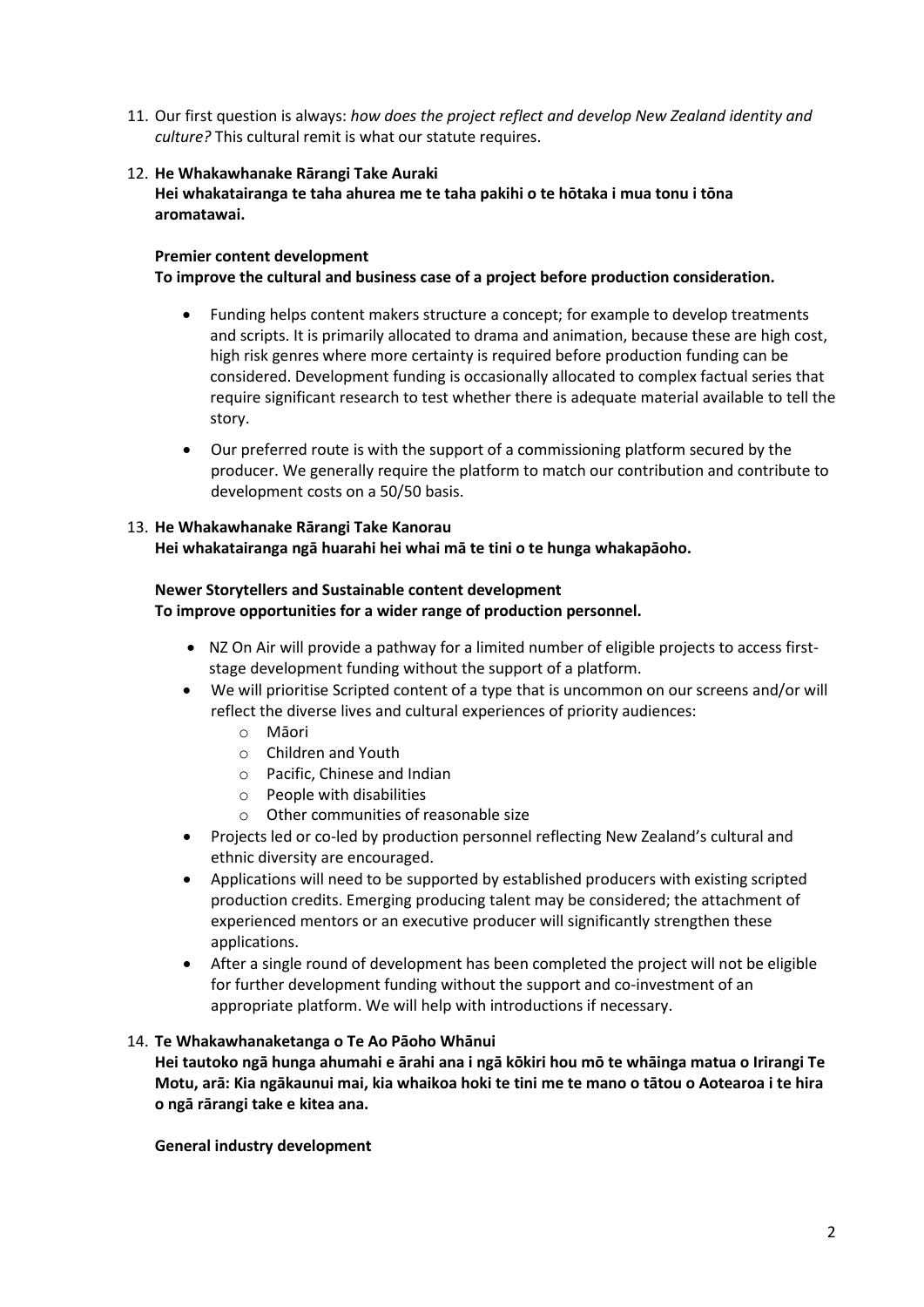11. Our first question is always: *how does the project reflect and develop New Zealand identity and culture?* This cultural remit is what our statute requires.

12. **He Whakawhanake Rārangi Take Auraki**
    **Hei whakatairanga te taha ahurea me te taha pakihi o te hōtaka i mua tonu i tōna aromatawai.**

    **Premier content development**
    **To improve the cultural and business case of a project before production consideration.**

    - Funding helps content makers structure a concept; for example to develop treatments and scripts. It is primarily allocated to drama and animation, because these are high cost, high risk genres where more certainty is required before production funding can be considered. Development funding is occasionally allocated to complex factual series that require significant research to test whether there is adequate material available to tell the story.

    - Our preferred route is with the support of a commissioning platform secured by the producer. We generally require the platform to match our contribution and contribute to development costs on a 50/50 basis.

13. **He Whakawhanake Rārangi Take Kanorau**
    **Hei whakatairanga ngā huarahi hei whai mā te tini o te hunga whakapāoho.**

    **Newer Storytellers and Sustainable content development**
    **To improve opportunities for a wider range of production personnel.**

    - NZ On Air will provide a pathway for a limited number of eligible projects to access first-stage development funding without the support of a platform.
    - We will prioritise Scripted content of a type that is uncommon on our screens and/or will reflect the diverse lives and cultural experiences of priority audiences:
        - Māori
        - Children and Youth
        - Pacific, Chinese and Indian
        - People with disabilities
        - Other communities of reasonable size
    - Projects led or co-led by production personnel reflecting New Zealand's cultural and ethnic diversity are encouraged.
    - Applications will need to be supported by established producers with existing scripted production credits. Emerging producing talent may be considered; the attachment of experienced mentors or an executive producer will significantly strengthen these applications.
    - After a single round of development has been completed the project will not be eligible for further development funding without the support and co-investment of an appropriate platform. We will help with introductions if necessary.

14. **Te Whakawhanaketanga o Te Ao Pāoho Whānui**
    **Hei tautoko ngā hunga ahumahi e ārahi ana i ngā kōkiri hou mō te whāinga matua o Irirangi Te Motu, arā: Kia ngākaunui mai, kia whaikoa hoki te tini me te mano o tātou o Aotearoa i te hira o ngā rārangi take e kitea ana.**

    **General industry development**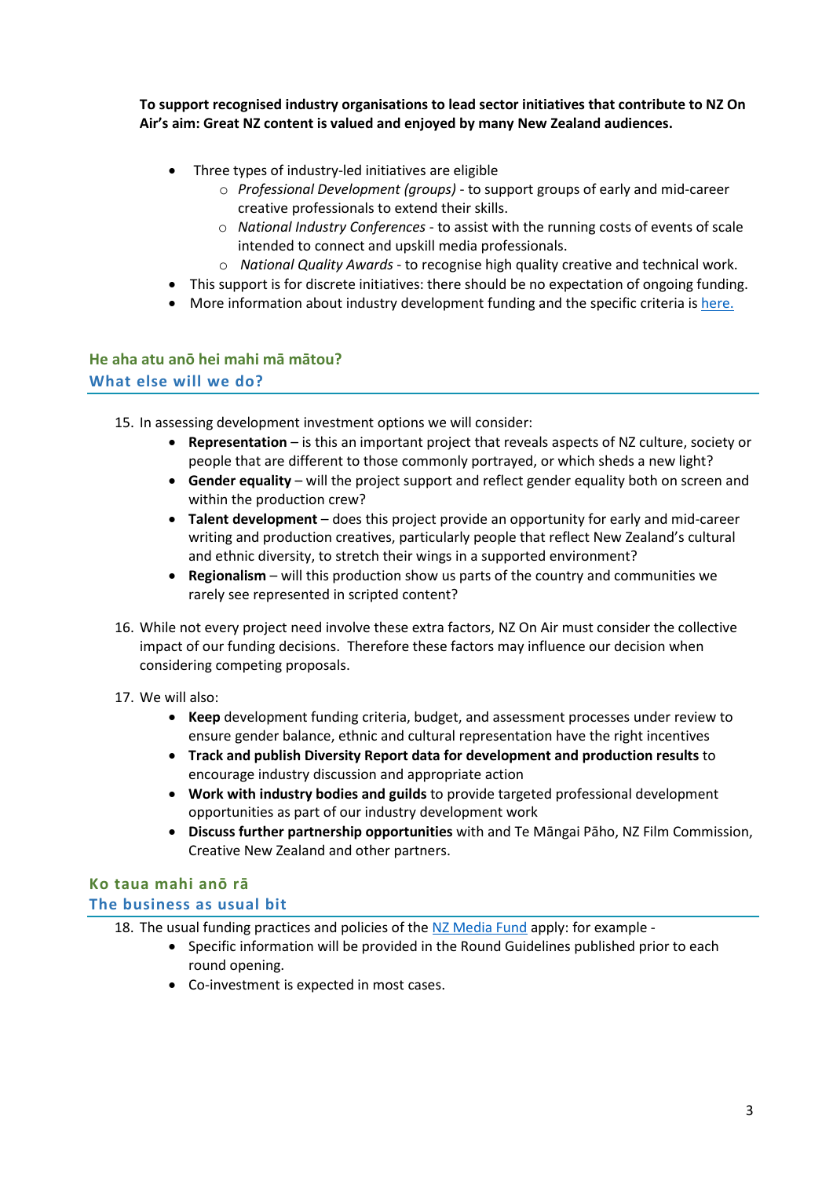**To support recognised industry organisations to lead sector initiatives that contribute to NZ On Air's aim: Great NZ content is valued and enjoyed by many New Zealand audiences.**

- Three types of industry-led initiatives are eligible
  - *Professional Development (groups)* - to support groups of early and mid-career creative professionals to extend their skills.
  - *National Industry Conferences* - to assist with the running costs of events of scale intended to connect and upskill media professionals.
  - *National Quality Awards* - to recognise high quality creative and technical work.
- This support is for discrete initiatives: there should be no expectation of ongoing funding.
- More information about industry development funding and the specific criteria is [here.](#)

## He aha atu anō hei mahi mā mātou?
## What else will we do?

15. In assessing development investment options we will consider:
    - **Representation** – is this an important project that reveals aspects of NZ culture, society or people that are different to those commonly portrayed, or which sheds a new light?
    - **Gender equality** – will the project support and reflect gender equality both on screen and within the production crew?
    - **Talent development** – does this project provide an opportunity for early and mid-career writing and production creatives, particularly people that reflect New Zealand's cultural and ethnic diversity, to stretch their wings in a supported environment?
    - **Regionalism** – will this production show us parts of the country and communities we rarely see represented in scripted content?

16. While not every project need involve these extra factors, NZ On Air must consider the collective impact of our funding decisions. Therefore these factors may influence our decision when considering competing proposals.

17. We will also:
    - **Keep** development funding criteria, budget, and assessment processes under review to ensure gender balance, ethnic and cultural representation have the right incentives
    - **Track and publish Diversity Report data for development and production results** to encourage industry discussion and appropriate action
    - **Work with industry bodies and guilds** to provide targeted professional development opportunities as part of our industry development work
    - **Discuss further partnership opportunities** with and Te Māngai Pāho, NZ Film Commission, Creative New Zealand and other partners.

## Ko taua mahi anō rā
## The business as usual bit

18. The usual funding practices and policies of the [NZ Media Fund](#) apply: for example -
    - Specific information will be provided in the Round Guidelines published prior to each round opening.
    - Co-investment is expected in most cases.